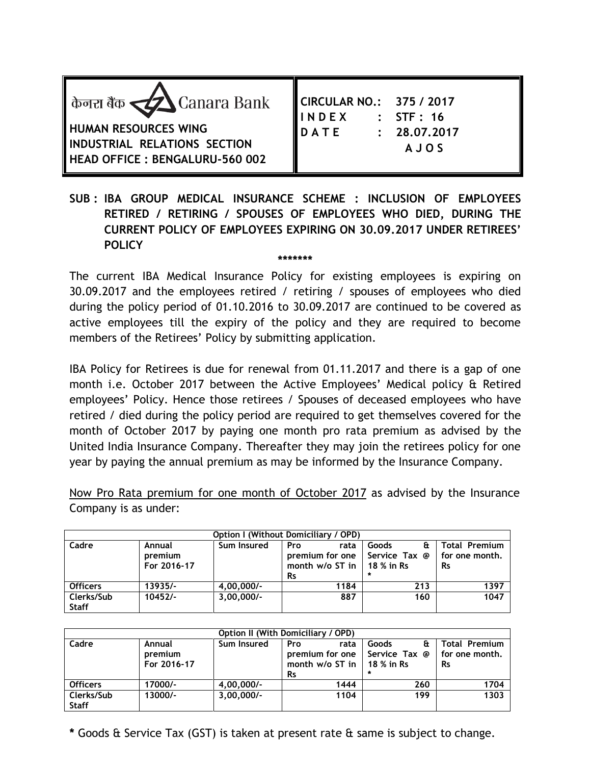केनरा बैंक Canara Bank

**HUMAN RESOURCES WING**
**INDUSTRIAL RELATIONS SECTION**
**HEAD OFFICE : BENGALURU-560 002**

**CIRCULAR NO.: 375 / 2017**
**I N D E X : STF : 16**
**D A T E : 28.07.2017**
**A J O S**

**SUB : IBA GROUP MEDICAL INSURANCE SCHEME : INCLUSION OF EMPLOYEES RETIRED / RETIRING / SPOUSES OF EMPLOYEES WHO DIED, DURING THE CURRENT POLICY OF EMPLOYEES EXPIRING ON 30.09.2017 UNDER RETIREES' POLICY**

*******

The current IBA Medical Insurance Policy for existing employees is expiring on 30.09.2017 and the employees retired / retiring / spouses of employees who died during the policy period of 01.10.2016 to 30.09.2017 are continued to be covered as active employees till the expiry of the policy and they are required to become members of the Retirees' Policy by submitting application.

IBA Policy for Retirees is due for renewal from 01.11.2017 and there is a gap of one month i.e. October 2017 between the Active Employees' Medical policy & Retired employees' Policy. Hence those retirees / Spouses of deceased employees who have retired / died during the policy period are required to get themselves covered for the month of October 2017 by paying one month pro rata premium as advised by the United India Insurance Company. Thereafter they may join the retirees policy for one year by paying the annual premium as may be informed by the Insurance Company.

Now Pro Rata premium for one month of October 2017 as advised by the Insurance Company is as under:

| **Option I (Without Domiciliary / OPD)** | | | | | |
|---|---|---|---|---|---|
| **Cadre** | **Annual premium For 2016-17** | **Sum Insured** | **Pro rata premium for one month w/o ST in Rs** | **Goods & Service Tax @ 18 % in Rs** * | **Total Premium for one month. Rs** |
| **Officers** | 13935/- | 4,00,000/- | 1184 | 213 | 1397 |
| **Clerks/Sub Staff** | 10452/- | 3,00,000/- | 887 | 160 | 1047 |

| **Option II (With Domiciliary / OPD)** | | | | | |
|---|---|---|---|---|---|
| **Cadre** | **Annual premium For 2016-17** | **Sum Insured** | **Pro rata premium for one month w/o ST in Rs** | **Goods & Service Tax @ 18 % in Rs** * | **Total Premium for one month. Rs** |
| **Officers** | 17000/- | 4,00,000/- | 1444 | 260 | 1704 |
| **Clerks/Sub Staff** | 13000/- | 3,00,000/- | 1104 | 199 | 1303 |

**\*** Goods & Service Tax (GST) is taken at present rate & same is subject to change.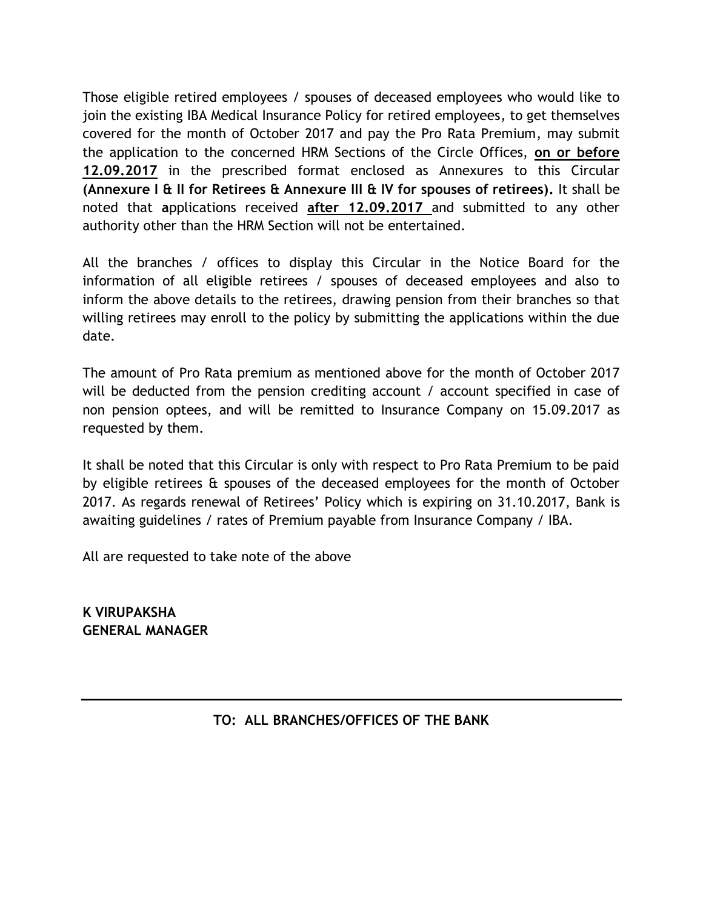Those eligible retired employees / spouses of deceased employees who would like to join the existing IBA Medical Insurance Policy for retired employees, to get themselves covered for the month of October 2017 and pay the Pro Rata Premium, may submit the application to the concerned HRM Sections of the Circle Offices, **on or before 12.09.2017** in the prescribed format enclosed as Annexures to this Circular **(Annexure I & II for Retirees & Annexure III & IV for spouses of retirees).** It shall be noted that **a**pplications received **after 12.09.2017** and submitted to any other authority other than the HRM Section will not be entertained.

All the branches / offices to display this Circular in the Notice Board for the information of all eligible retirees / spouses of deceased employees and also to inform the above details to the retirees, drawing pension from their branches so that willing retirees may enroll to the policy by submitting the applications within the due date.

The amount of Pro Rata premium as mentioned above for the month of October 2017 will be deducted from the pension crediting account / account specified in case of non pension optees, and will be remitted to Insurance Company on 15.09.2017 as requested by them.

It shall be noted that this Circular is only with respect to Pro Rata Premium to be paid by eligible retirees & spouses of the deceased employees for the month of October 2017. As regards renewal of Retirees' Policy which is expiring on 31.10.2017, Bank is awaiting guidelines / rates of Premium payable from Insurance Company / IBA.

All are requested to take note of the above

**K VIRUPAKSHA**
**GENERAL MANAGER**

---

**TO: ALL BRANCHES/OFFICES OF THE BANK**